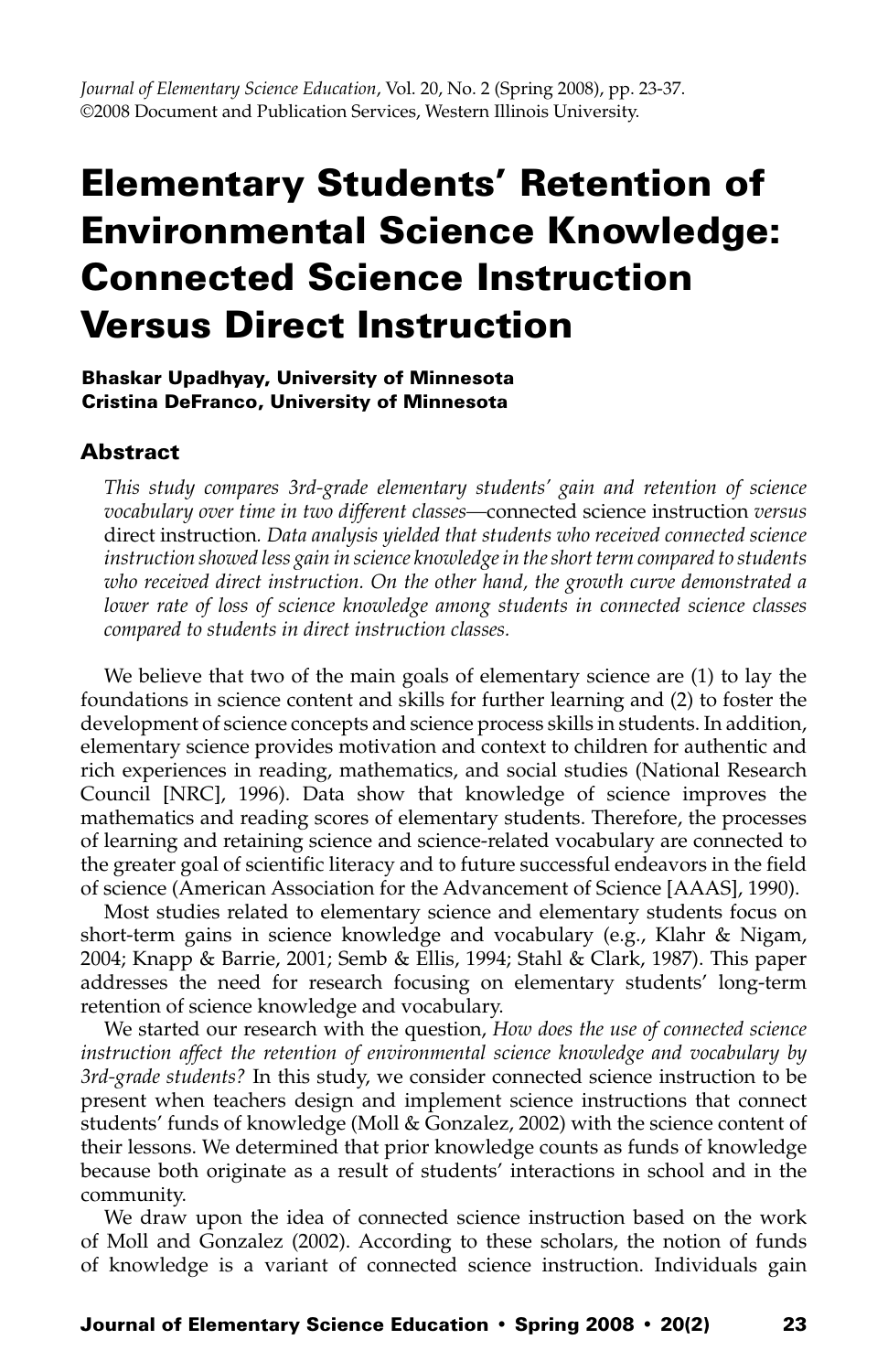# Elementary Students' Retention of Environmental Science Knowledge: Connected Science Instruction Versus Direct Instruction

**Bhaskar Upadhyay, University of Minnesota**
**Cristina DeFranco, University of Minnesota**

## Abstract

*This study compares 3rd-grade elementary students' gain and retention of science vocabulary over time in two different classes—*connected science instruction *versus* direct instruction*. Data analysis yielded that students who received connected science instruction showed less gain in science knowledge in the short term compared to students who received direct instruction. On the other hand, the growth curve demonstrated a lower rate of loss of science knowledge among students in connected science classes compared to students in direct instruction classes.*

We believe that two of the main goals of elementary science are (1) to lay the foundations in science content and skills for further learning and (2) to foster the development of science concepts and science process skills in students. In addition, elementary science provides motivation and context to children for authentic and rich experiences in reading, mathematics, and social studies (National Research Council [NRC], 1996). Data show that knowledge of science improves the mathematics and reading scores of elementary students. Therefore, the processes of learning and retaining science and science-related vocabulary are connected to the greater goal of scientific literacy and to future successful endeavors in the field of science (American Association for the Advancement of Science [AAAS], 1990).

Most studies related to elementary science and elementary students focus on short-term gains in science knowledge and vocabulary (e.g., Klahr & Nigam, 2004; Knapp & Barrie, 2001; Semb & Ellis, 1994; Stahl & Clark, 1987). This paper addresses the need for research focusing on elementary students' long-term retention of science knowledge and vocabulary.

We started our research with the question, *How does the use of connected science instruction affect the retention of environmental science knowledge and vocabulary by 3rd-grade students?* In this study, we consider connected science instruction to be present when teachers design and implement science instructions that connect students' funds of knowledge (Moll & Gonzalez, 2002) with the science content of their lessons. We determined that prior knowledge counts as funds of knowledge because both originate as a result of students' interactions in school and in the community.

We draw upon the idea of connected science instruction based on the work of Moll and Gonzalez (2002). According to these scholars, the notion of funds of knowledge is a variant of connected science instruction. Individuals gain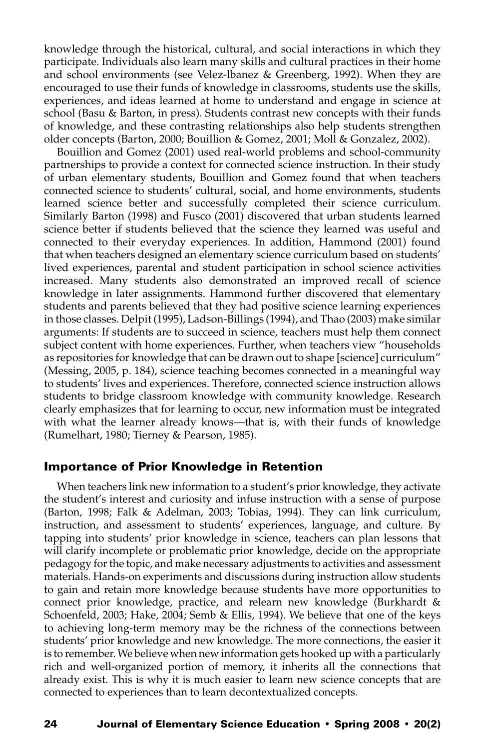knowledge through the historical, cultural, and social interactions in which they participate. Individuals also learn many skills and cultural practices in their home and school environments (see Velez-lbanez & Greenberg, 1992). When they are encouraged to use their funds of knowledge in classrooms, students use the skills, experiences, and ideas learned at home to understand and engage in science at school (Basu & Barton, in press). Students contrast new concepts with their funds of knowledge, and these contrasting relationships also help students strengthen older concepts (Barton, 2000; Bouillion & Gomez, 2001; Moll & Gonzalez, 2002).

Bouillion and Gomez (2001) used real-world problems and school-community partnerships to provide a context for connected science instruction. In their study of urban elementary students, Bouillion and Gomez found that when teachers connected science to students' cultural, social, and home environments, students learned science better and successfully completed their science curriculum. Similarly Barton (1998) and Fusco (2001) discovered that urban students learned science better if students believed that the science they learned was useful and connected to their everyday experiences. In addition, Hammond (2001) found that when teachers designed an elementary science curriculum based on students' lived experiences, parental and student participation in school science activities increased. Many students also demonstrated an improved recall of science knowledge in later assignments. Hammond further discovered that elementary students and parents believed that they had positive science learning experiences in those classes. Delpit (1995), Ladson-Billings (1994), and Thao (2003) make similar arguments: If students are to succeed in science, teachers must help them connect subject content with home experiences. Further, when teachers view "households as repositories for knowledge that can be drawn out to shape [science] curriculum" (Messing, 2005, p. 184), science teaching becomes connected in a meaningful way to students' lives and experiences. Therefore, connected science instruction allows students to bridge classroom knowledge with community knowledge. Research clearly emphasizes that for learning to occur, new information must be integrated with what the learner already knows—that is, with their funds of knowledge (Rumelhart, 1980; Tierney & Pearson, 1985).

## Importance of Prior Knowledge in Retention

When teachers link new information to a student's prior knowledge, they activate the student's interest and curiosity and infuse instruction with a sense of purpose (Barton, 1998; Falk & Adelman, 2003; Tobias, 1994). They can link curriculum, instruction, and assessment to students' experiences, language, and culture. By tapping into students' prior knowledge in science, teachers can plan lessons that will clarify incomplete or problematic prior knowledge, decide on the appropriate pedagogy for the topic, and make necessary adjustments to activities and assessment materials. Hands-on experiments and discussions during instruction allow students to gain and retain more knowledge because students have more opportunities to connect prior knowledge, practice, and relearn new knowledge (Burkhardt & Schoenfeld, 2003; Hake, 2004; Semb & Ellis, 1994). We believe that one of the keys to achieving long-term memory may be the richness of the connections between students' prior knowledge and new knowledge. The more connections, the easier it is to remember. We believe when new information gets hooked up with a particularly rich and well-organized portion of memory, it inherits all the connections that already exist. This is why it is much easier to learn new science concepts that are connected to experiences than to learn decontextualized concepts.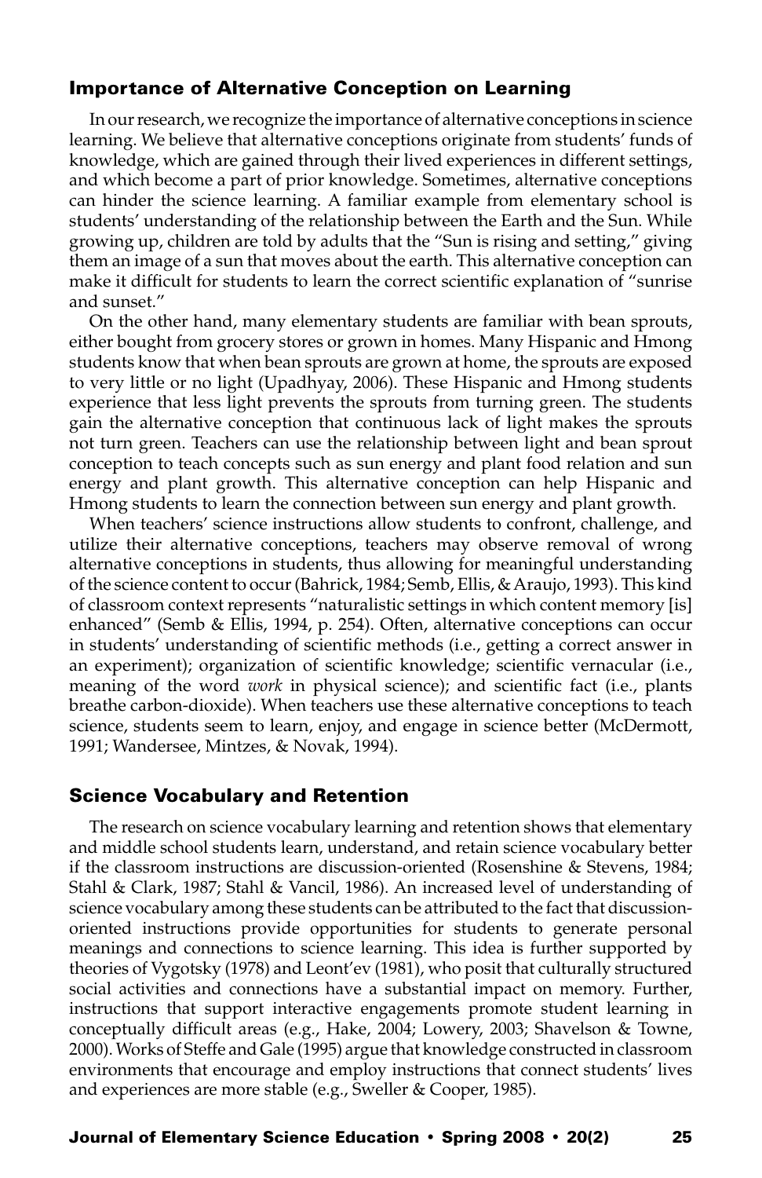## Importance of Alternative Conception on Learning

In our research, we recognize the importance of alternative conceptions in science learning. We believe that alternative conceptions originate from students' funds of knowledge, which are gained through their lived experiences in different settings, and which become a part of prior knowledge. Sometimes, alternative conceptions can hinder the science learning. A familiar example from elementary school is students' understanding of the relationship between the Earth and the Sun. While growing up, children are told by adults that the "Sun is rising and setting," giving them an image of a sun that moves about the earth. This alternative conception can make it difficult for students to learn the correct scientific explanation of "sunrise and sunset."

On the other hand, many elementary students are familiar with bean sprouts, either bought from grocery stores or grown in homes. Many Hispanic and Hmong students know that when bean sprouts are grown at home, the sprouts are exposed to very little or no light (Upadhyay, 2006). These Hispanic and Hmong students experience that less light prevents the sprouts from turning green. The students gain the alternative conception that continuous lack of light makes the sprouts not turn green. Teachers can use the relationship between light and bean sprout conception to teach concepts such as sun energy and plant food relation and sun energy and plant growth. This alternative conception can help Hispanic and Hmong students to learn the connection between sun energy and plant growth.

When teachers' science instructions allow students to confront, challenge, and utilize their alternative conceptions, teachers may observe removal of wrong alternative conceptions in students, thus allowing for meaningful understanding of the science content to occur (Bahrick, 1984; Semb, Ellis, & Araujo, 1993). This kind of classroom context represents "naturalistic settings in which content memory [is] enhanced" (Semb & Ellis, 1994, p. 254). Often, alternative conceptions can occur in students' understanding of scientific methods (i.e., getting a correct answer in an experiment); organization of scientific knowledge; scientific vernacular (i.e., meaning of the word *work* in physical science); and scientific fact (i.e., plants breathe carbon-dioxide). When teachers use these alternative conceptions to teach science, students seem to learn, enjoy, and engage in science better (McDermott, 1991; Wandersee, Mintzes, & Novak, 1994).

## Science Vocabulary and Retention

The research on science vocabulary learning and retention shows that elementary and middle school students learn, understand, and retain science vocabulary better if the classroom instructions are discussion-oriented (Rosenshine & Stevens, 1984; Stahl & Clark, 1987; Stahl & Vancil, 1986). An increased level of understanding of science vocabulary among these students can be attributed to the fact that discussion-oriented instructions provide opportunities for students to generate personal meanings and connections to science learning. This idea is further supported by theories of Vygotsky (1978) and Leont'ev (1981), who posit that culturally structured social activities and connections have a substantial impact on memory. Further, instructions that support interactive engagements promote student learning in conceptually difficult areas (e.g., Hake, 2004; Lowery, 2003; Shavelson & Towne, 2000). Works of Steffe and Gale (1995) argue that knowledge constructed in classroom environments that encourage and employ instructions that connect students' lives and experiences are more stable (e.g., Sweller & Cooper, 1985).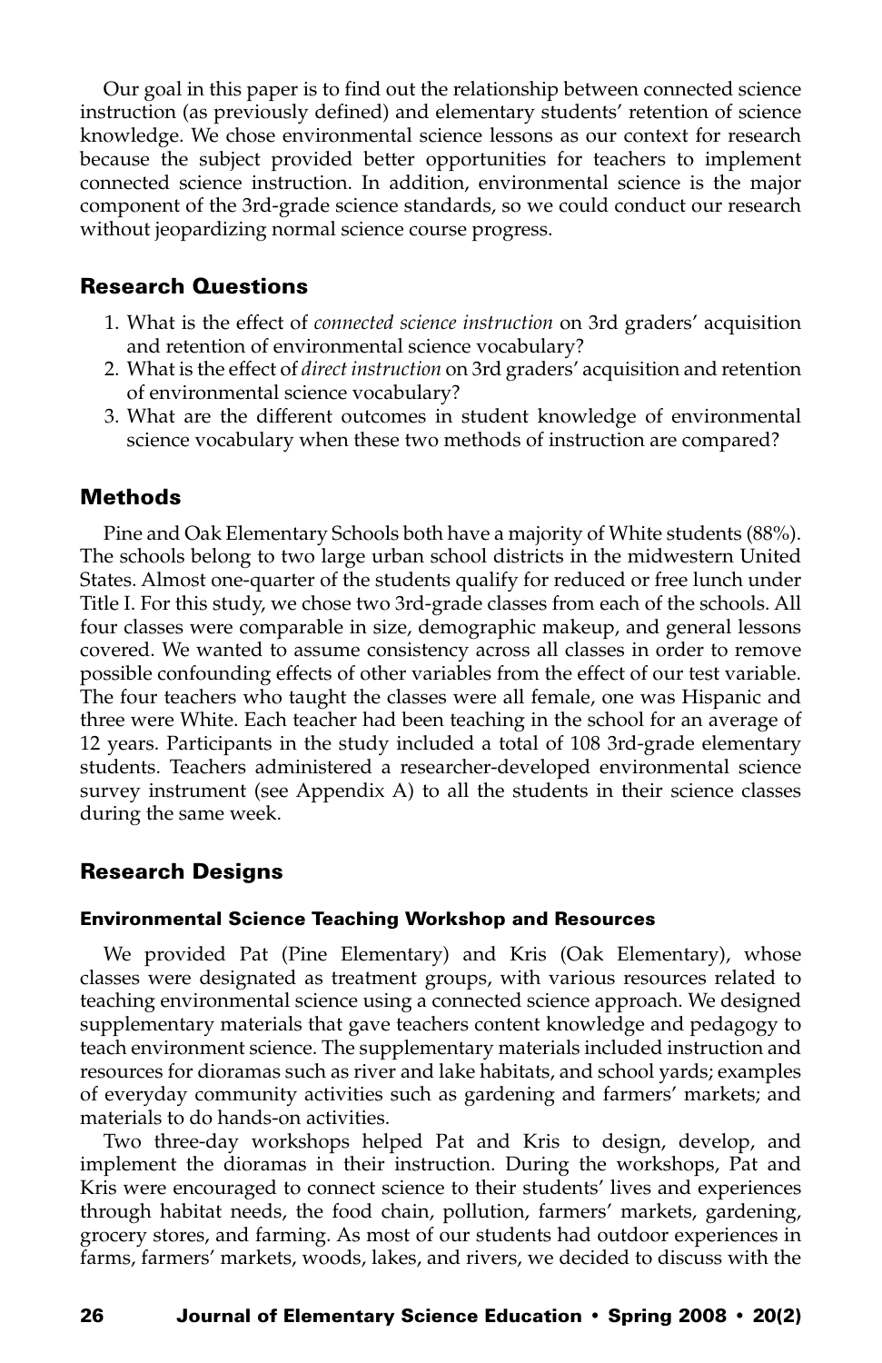Our goal in this paper is to find out the relationship between connected science instruction (as previously defined) and elementary students' retention of science knowledge. We chose environmental science lessons as our context for research because the subject provided better opportunities for teachers to implement connected science instruction. In addition, environmental science is the major component of the 3rd-grade science standards, so we could conduct our research without jeopardizing normal science course progress.

## Research Questions

1. What is the effect of *connected science instruction* on 3rd graders' acquisition and retention of environmental science vocabulary?
2. What is the effect of *direct instruction* on 3rd graders' acquisition and retention of environmental science vocabulary?
3. What are the different outcomes in student knowledge of environmental science vocabulary when these two methods of instruction are compared?

## Methods

Pine and Oak Elementary Schools both have a majority of White students (88%). The schools belong to two large urban school districts in the midwestern United States. Almost one-quarter of the students qualify for reduced or free lunch under Title I. For this study, we chose two 3rd-grade classes from each of the schools. All four classes were comparable in size, demographic makeup, and general lessons covered. We wanted to assume consistency across all classes in order to remove possible confounding effects of other variables from the effect of our test variable. The four teachers who taught the classes were all female, one was Hispanic and three were White. Each teacher had been teaching in the school for an average of 12 years. Participants in the study included a total of 108 3rd-grade elementary students. Teachers administered a researcher-developed environmental science survey instrument (see Appendix A) to all the students in their science classes during the same week.

## Research Designs

### Environmental Science Teaching Workshop and Resources

We provided Pat (Pine Elementary) and Kris (Oak Elementary), whose classes were designated as treatment groups, with various resources related to teaching environmental science using a connected science approach. We designed supplementary materials that gave teachers content knowledge and pedagogy to teach environment science. The supplementary materials included instruction and resources for dioramas such as river and lake habitats, and school yards; examples of everyday community activities such as gardening and farmers' markets; and materials to do hands-on activities.

Two three-day workshops helped Pat and Kris to design, develop, and implement the dioramas in their instruction. During the workshops, Pat and Kris were encouraged to connect science to their students' lives and experiences through habitat needs, the food chain, pollution, farmers' markets, gardening, grocery stores, and farming. As most of our students had outdoor experiences in farms, farmers' markets, woods, lakes, and rivers, we decided to discuss with the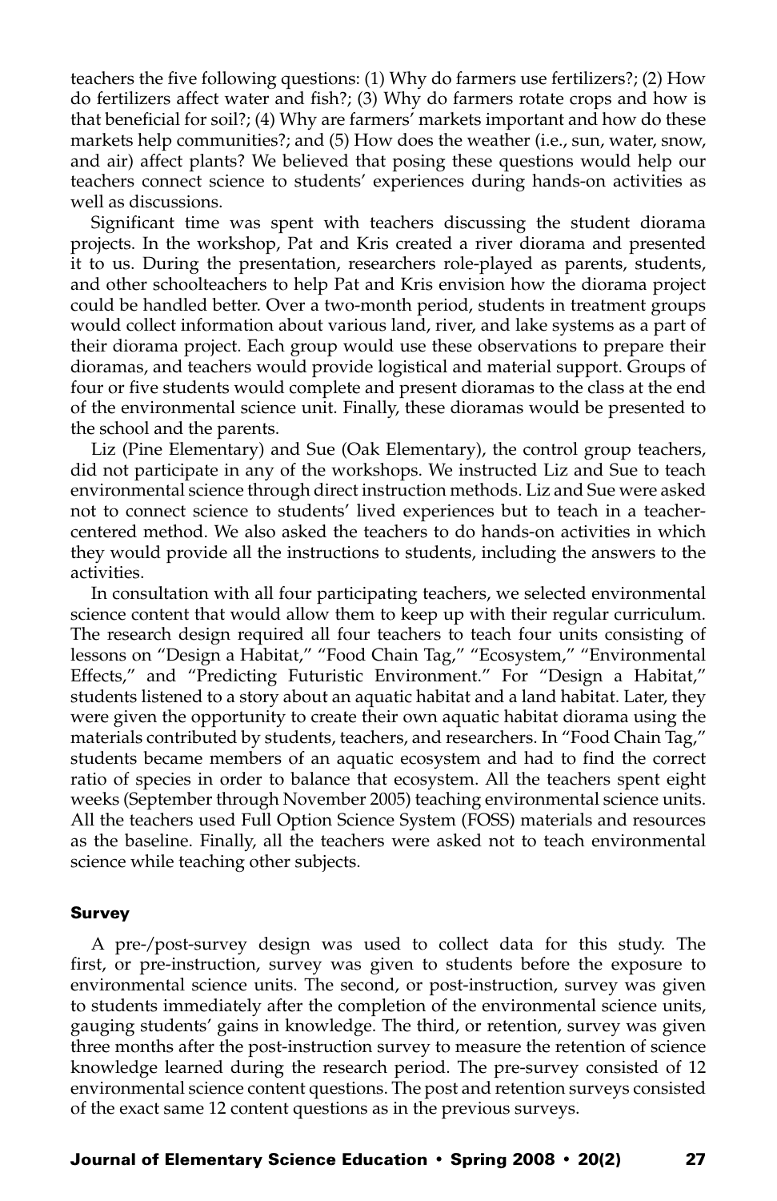teachers the five following questions: (1) Why do farmers use fertilizers?; (2) How do fertilizers affect water and fish?; (3) Why do farmers rotate crops and how is that beneficial for soil?; (4) Why are farmers' markets important and how do these markets help communities?; and (5) How does the weather (i.e., sun, water, snow, and air) affect plants? We believed that posing these questions would help our teachers connect science to students' experiences during hands-on activities as well as discussions.

Significant time was spent with teachers discussing the student diorama projects. In the workshop, Pat and Kris created a river diorama and presented it to us. During the presentation, researchers role-played as parents, students, and other schoolteachers to help Pat and Kris envision how the diorama project could be handled better. Over a two-month period, students in treatment groups would collect information about various land, river, and lake systems as a part of their diorama project. Each group would use these observations to prepare their dioramas, and teachers would provide logistical and material support. Groups of four or five students would complete and present dioramas to the class at the end of the environmental science unit. Finally, these dioramas would be presented to the school and the parents.

Liz (Pine Elementary) and Sue (Oak Elementary), the control group teachers, did not participate in any of the workshops. We instructed Liz and Sue to teach environmental science through direct instruction methods. Liz and Sue were asked not to connect science to students' lived experiences but to teach in a teacher-centered method. We also asked the teachers to do hands-on activities in which they would provide all the instructions to students, including the answers to the activities.

In consultation with all four participating teachers, we selected environmental science content that would allow them to keep up with their regular curriculum. The research design required all four teachers to teach four units consisting of lessons on "Design a Habitat," "Food Chain Tag," "Ecosystem," "Environmental Effects," and "Predicting Futuristic Environment." For "Design a Habitat," students listened to a story about an aquatic habitat and a land habitat. Later, they were given the opportunity to create their own aquatic habitat diorama using the materials contributed by students, teachers, and researchers. In "Food Chain Tag," students became members of an aquatic ecosystem and had to find the correct ratio of species in order to balance that ecosystem. All the teachers spent eight weeks (September through November 2005) teaching environmental science units. All the teachers used Full Option Science System (FOSS) materials and resources as the baseline. Finally, all the teachers were asked not to teach environmental science while teaching other subjects.

### Survey

A pre-/post-survey design was used to collect data for this study. The first, or pre-instruction, survey was given to students before the exposure to environmental science units. The second, or post-instruction, survey was given to students immediately after the completion of the environmental science units, gauging students' gains in knowledge. The third, or retention, survey was given three months after the post-instruction survey to measure the retention of science knowledge learned during the research period. The pre-survey consisted of 12 environmental science content questions. The post and retention surveys consisted of the exact same 12 content questions as in the previous surveys.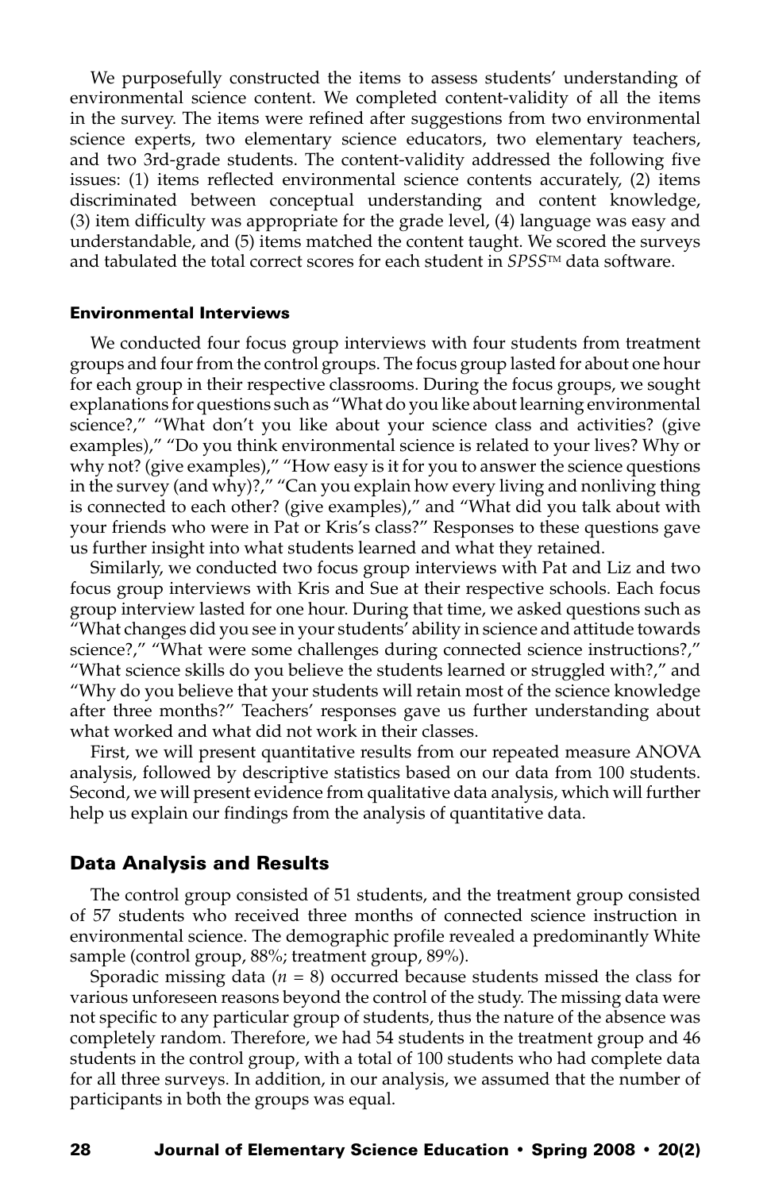We purposefully constructed the items to assess students' understanding of environmental science content. We completed content-validity of all the items in the survey. The items were refined after suggestions from two environmental science experts, two elementary science educators, two elementary teachers, and two 3rd-grade students. The content-validity addressed the following five issues: (1) items reflected environmental science contents accurately, (2) items discriminated between conceptual understanding and content knowledge, (3) item difficulty was appropriate for the grade level, (4) language was easy and understandable, and (5) items matched the content taught. We scored the surveys and tabulated the total correct scores for each student in *SPSS*™ data software.

#### Environmental Interviews

We conducted four focus group interviews with four students from treatment groups and four from the control groups. The focus group lasted for about one hour for each group in their respective classrooms. During the focus groups, we sought explanations for questions such as "What do you like about learning environmental science?," "What don't you like about your science class and activities? (give examples)," "Do you think environmental science is related to your lives? Why or why not? (give examples)," "How easy is it for you to answer the science questions in the survey (and why)?," "Can you explain how every living and nonliving thing is connected to each other? (give examples)," and "What did you talk about with your friends who were in Pat or Kris's class?" Responses to these questions gave us further insight into what students learned and what they retained.

Similarly, we conducted two focus group interviews with Pat and Liz and two focus group interviews with Kris and Sue at their respective schools. Each focus group interview lasted for one hour. During that time, we asked questions such as "What changes did you see in your students' ability in science and attitude towards science?," "What were some challenges during connected science instructions?," "What science skills do you believe the students learned or struggled with?," and "Why do you believe that your students will retain most of the science knowledge after three months?" Teachers' responses gave us further understanding about what worked and what did not work in their classes.

First, we will present quantitative results from our repeated measure ANOVA analysis, followed by descriptive statistics based on our data from 100 students. Second, we will present evidence from qualitative data analysis, which will further help us explain our findings from the analysis of quantitative data.

### Data Analysis and Results

The control group consisted of 51 students, and the treatment group consisted of 57 students who received three months of connected science instruction in environmental science. The demographic profile revealed a predominantly White sample (control group, 88%; treatment group, 89%).

Sporadic missing data ($n$ = 8) occurred because students missed the class for various unforeseen reasons beyond the control of the study. The missing data were not specific to any particular group of students, thus the nature of the absence was completely random. Therefore, we had 54 students in the treatment group and 46 students in the control group, with a total of 100 students who had complete data for all three surveys. In addition, in our analysis, we assumed that the number of participants in both the groups was equal.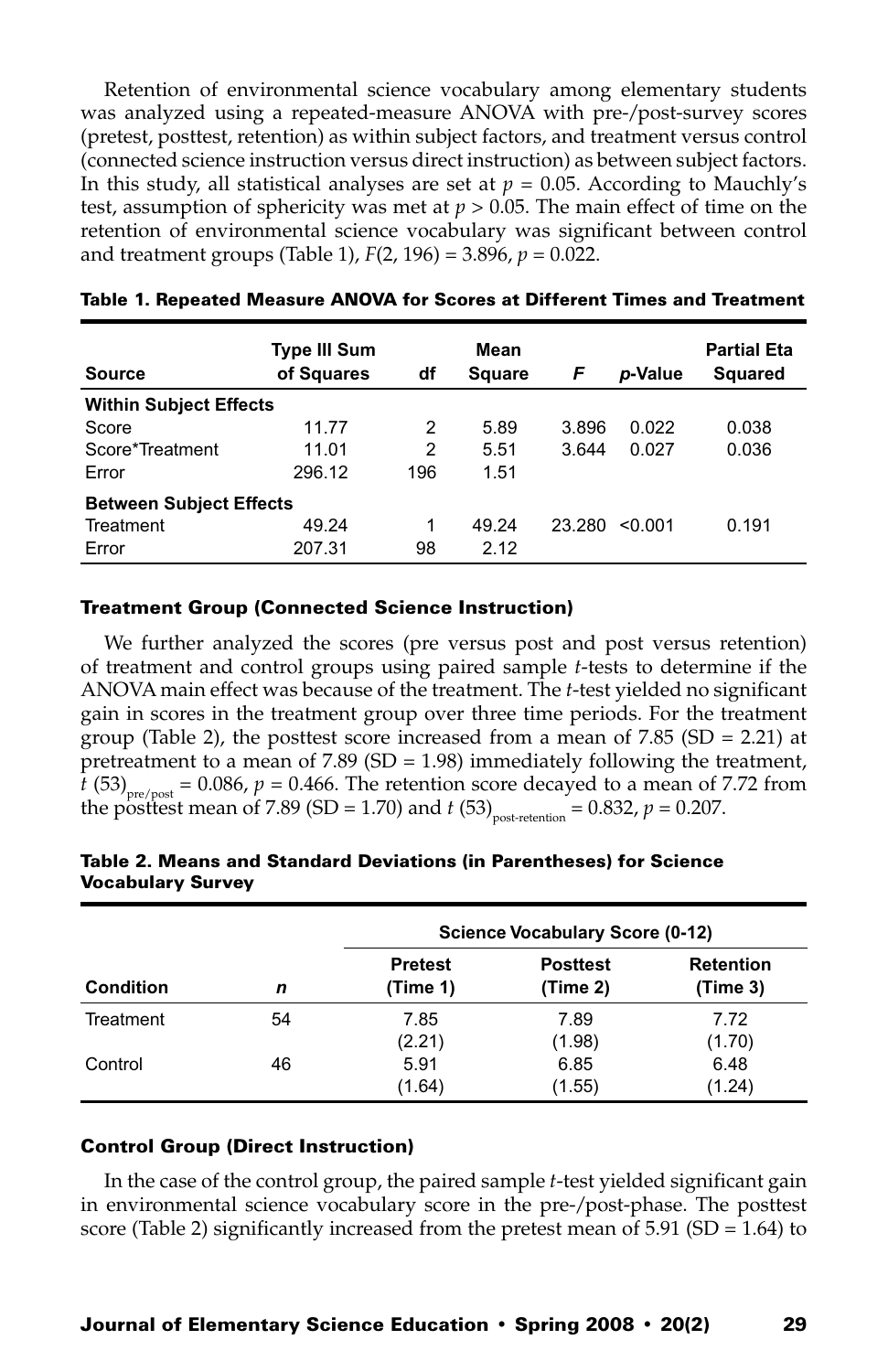Retention of environmental science vocabulary among elementary students was analyzed using a repeated-measure ANOVA with pre-/post-survey scores (pretest, posttest, retention) as within subject factors, and treatment versus control (connected science instruction versus direct instruction) as between subject factors. In this study, all statistical analyses are set at $p = 0.05$. According to Mauchly's test, assumption of sphericity was met at $p > 0.05$. The main effect of time on the retention of environmental science vocabulary was significant between control and treatment groups (Table 1), $F(2, 196) = 3.896$, $p = 0.022$.

**Table 1. Repeated Measure ANOVA for Scores at Different Times and Treatment**

| Source | Type III Sum of Squares | df | Mean Square | *F* | *p*-Value | Partial Eta Squared |
|---|---|---|---|---|---|---|
| **Within Subject Effects** | | | | | | |
| Score | 11.77 | 2 | 5.89 | 3.896 | 0.022 | 0.038 |
| Score*Treatment | 11.01 | 2 | 5.51 | 3.644 | 0.027 | 0.036 |
| Error | 296.12 | 196 | 1.51 | | | |
| **Between Subject Effects** | | | | | | |
| Treatment | 49.24 | 1 | 49.24 | 23.280 | <0.001 | 0.191 |
| Error | 207.31 | 98 | 2.12 | | | |

### Treatment Group (Connected Science Instruction)

We further analyzed the scores (pre versus post and post versus retention) of treatment and control groups using paired sample *t*-tests to determine if the ANOVA main effect was because of the treatment. The *t*-test yielded no significant gain in scores in the treatment group over three time periods. For the treatment group (Table 2), the posttest score increased from a mean of 7.85 (SD = 2.21) at pretreatment to a mean of 7.89 (SD = 1.98) immediately following the treatment, $t\,(53)_{pre/post} = 0.086$, $p = 0.466$. The retention score decayed to a mean of 7.72 from the posttest mean of 7.89 (SD = 1.70) and $t\,(53)_{post\text{-}retention} = 0.832$, $p = 0.207$.

**Table 2. Means and Standard Deviations (in Parentheses) for Science Vocabulary Survey**

| | | Science Vocabulary Score (0-12) | | |
|---|---|---|---|---|
| **Condition** | ***n*** | **Pretest (Time 1)** | **Posttest (Time 2)** | **Retention (Time 3)** |
| Treatment | 54 | 7.85 (2.21) | 7.89 (1.98) | 7.72 (1.70) |
| Control | 46 | 5.91 (1.64) | 6.85 (1.55) | 6.48 (1.24) |

### Control Group (Direct Instruction)

In the case of the control group, the paired sample *t*-test yielded significant gain in environmental science vocabulary score in the pre-/post-phase. The posttest score (Table 2) significantly increased from the pretest mean of 5.91 (SD = 1.64) to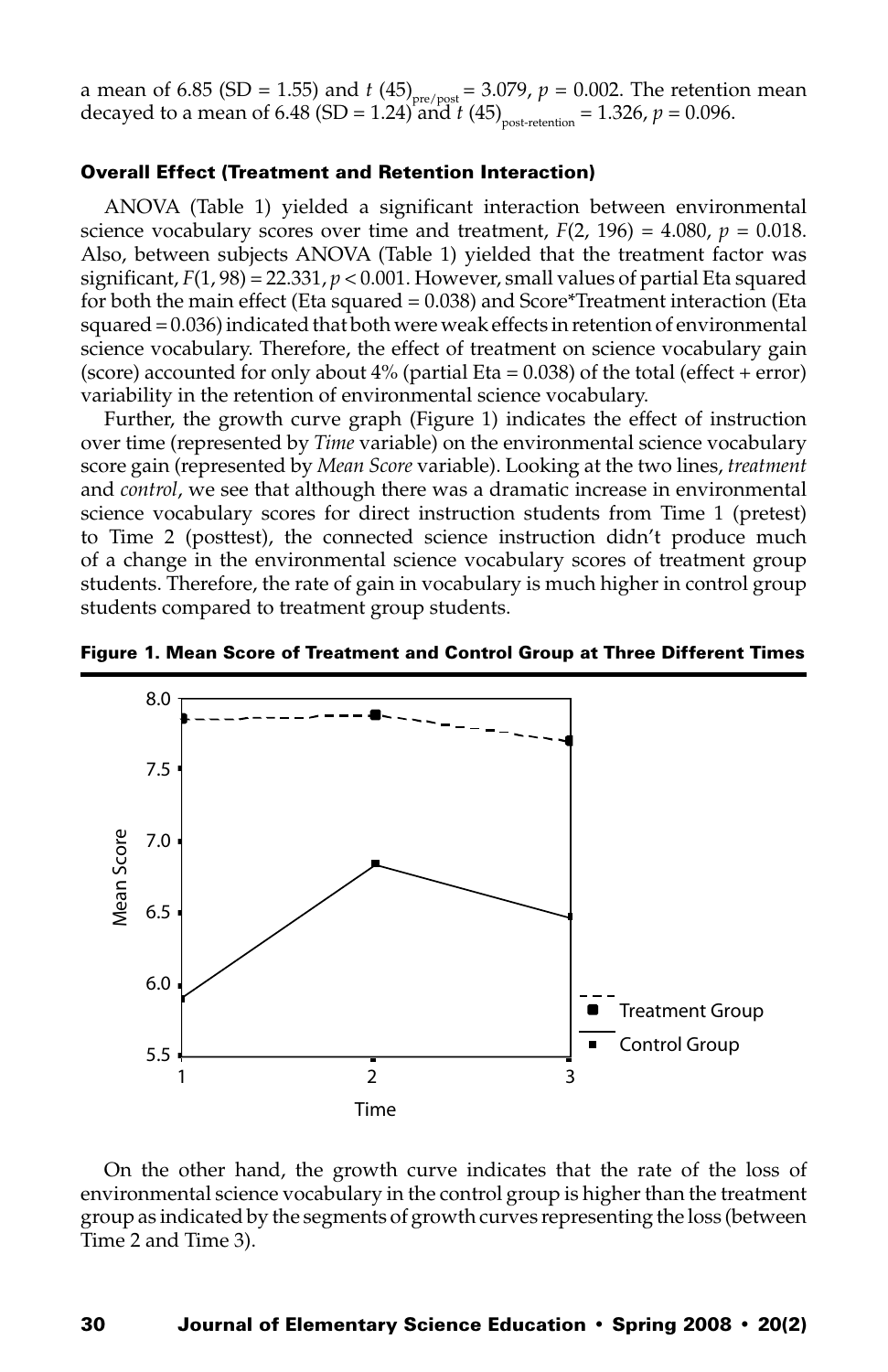a mean of 6.85 (SD = 1.55) and $t\ (45)_{pre/post} = 3.079$, $p = 0.002$. The retention mean decayed to a mean of 6.48 (SD = 1.24) and $t\ (45)_{post\text{-}retention} = 1.326$, $p = 0.096$.

#### Overall Effect (Treatment and Retention Interaction)

ANOVA (Table 1) yielded a significant interaction between environmental science vocabulary scores over time and treatment, $F(2, 196) = 4.080$, $p = 0.018$. Also, between subjects ANOVA (Table 1) yielded that the treatment factor was significant, $F(1, 98) = 22.331$, $p < 0.001$. However, small values of partial Eta squared for both the main effect (Eta squared = 0.038) and Score*Treatment interaction (Eta squared = 0.036) indicated that both were weak effects in retention of environmental science vocabulary. Therefore, the effect of treatment on science vocabulary gain (score) accounted for only about 4% (partial Eta = 0.038) of the total (effect + error) variability in the retention of environmental science vocabulary.

Further, the growth curve graph (Figure 1) indicates the effect of instruction over time (represented by *Time* variable) on the environmental science vocabulary score gain (represented by *Mean Score* variable). Looking at the two lines, *treatment* and *control*, we see that although there was a dramatic increase in environmental science vocabulary scores for direct instruction students from Time 1 (pretest) to Time 2 (posttest), the connected science instruction didn't produce much of a change in the environmental science vocabulary scores of treatment group students. Therefore, the rate of gain in vocabulary is much higher in control group students compared to treatment group students.

**Figure 1. Mean Score of Treatment and Control Group at Three Different Times**

On the other hand, the growth curve indicates that the rate of the loss of environmental science vocabulary in the control group is higher than the treatment group as indicated by the segments of growth curves representing the loss (between Time 2 and Time 3).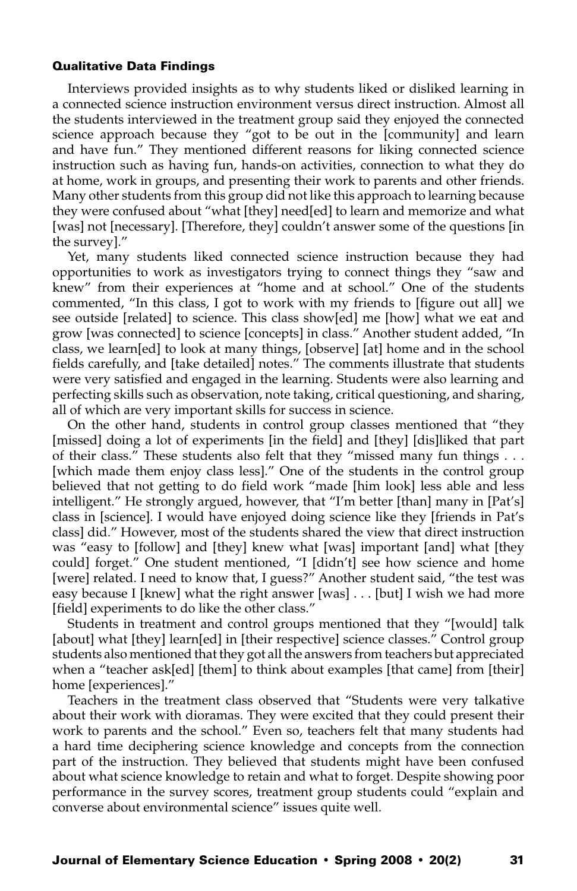### Qualitative Data Findings

Interviews provided insights as to why students liked or disliked learning in a connected science instruction environment versus direct instruction. Almost all the students interviewed in the treatment group said they enjoyed the connected science approach because they "got to be out in the [community] and learn and have fun." They mentioned different reasons for liking connected science instruction such as having fun, hands-on activities, connection to what they do at home, work in groups, and presenting their work to parents and other friends. Many other students from this group did not like this approach to learning because they were confused about "what [they] need[ed] to learn and memorize and what [was] not [necessary]. [Therefore, they] couldn't answer some of the questions [in the survey]."

Yet, many students liked connected science instruction because they had opportunities to work as investigators trying to connect things they "saw and knew" from their experiences at "home and at school." One of the students commented, "In this class, I got to work with my friends to [figure out all] we see outside [related] to science. This class show[ed] me [how] what we eat and grow [was connected] to science [concepts] in class." Another student added, "In class, we learn[ed] to look at many things, [observe] [at] home and in the school fields carefully, and [take detailed] notes." The comments illustrate that students were very satisfied and engaged in the learning. Students were also learning and perfecting skills such as observation, note taking, critical questioning, and sharing, all of which are very important skills for success in science.

On the other hand, students in control group classes mentioned that "they [missed] doing a lot of experiments [in the field] and [they] [dis]liked that part of their class." These students also felt that they "missed many fun things . . . [which made them enjoy class less]." One of the students in the control group believed that not getting to do field work "made [him look] less able and less intelligent." He strongly argued, however, that "I'm better [than] many in [Pat's] class in [science]. I would have enjoyed doing science like they [friends in Pat's class] did." However, most of the students shared the view that direct instruction was "easy to [follow] and [they] knew what [was] important [and] what [they could] forget." One student mentioned, "I [didn't] see how science and home [were] related. I need to know that, I guess?" Another student said, "the test was easy because I [knew] what the right answer [was] . . . [but] I wish we had more [field] experiments to do like the other class."

Students in treatment and control groups mentioned that they "[would] talk [about] what [they] learn[ed] in [their respective] science classes." Control group students also mentioned that they got all the answers from teachers but appreciated when a "teacher ask[ed] [them] to think about examples [that came] from [their] home [experiences]."

Teachers in the treatment class observed that "Students were very talkative about their work with dioramas. They were excited that they could present their work to parents and the school." Even so, teachers felt that many students had a hard time deciphering science knowledge and concepts from the connection part of the instruction. They believed that students might have been confused about what science knowledge to retain and what to forget. Despite showing poor performance in the survey scores, treatment group students could "explain and converse about environmental science" issues quite well.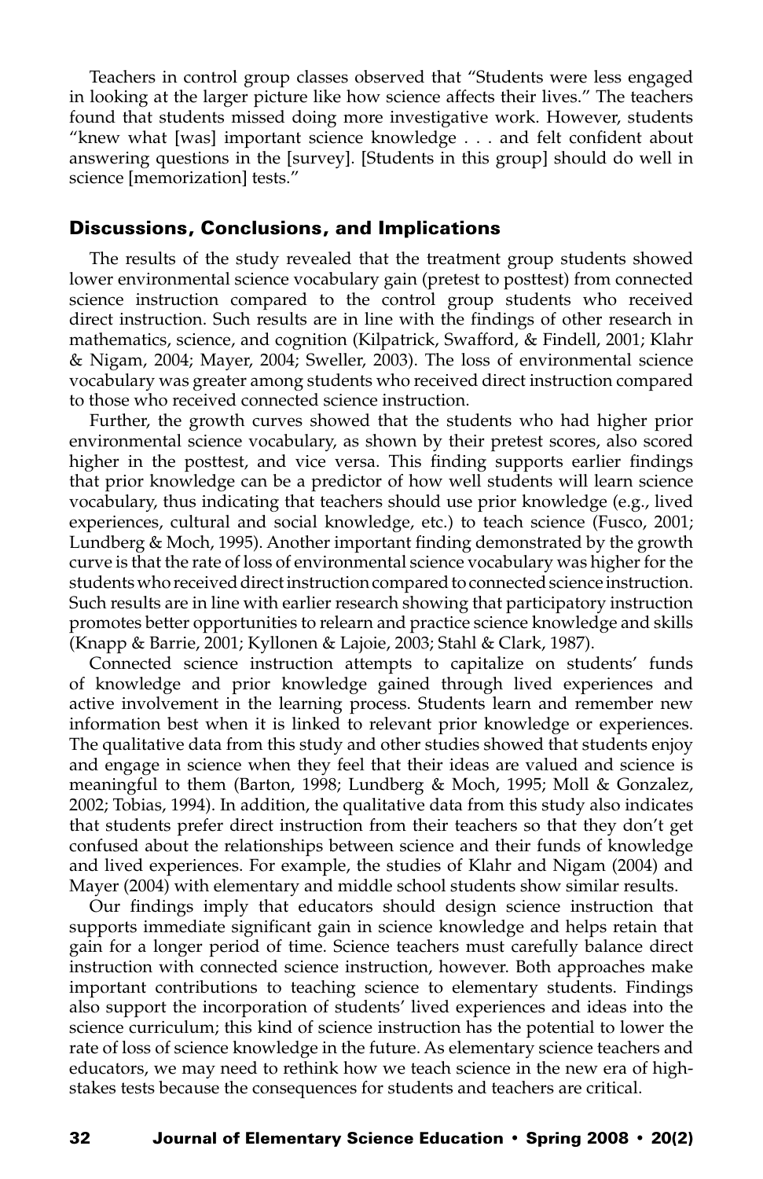Teachers in control group classes observed that "Students were less engaged in looking at the larger picture like how science affects their lives." The teachers found that students missed doing more investigative work. However, students "knew what [was] important science knowledge . . . and felt confident about answering questions in the [survey]. [Students in this group] should do well in science [memorization] tests."

## Discussions, Conclusions, and Implications

The results of the study revealed that the treatment group students showed lower environmental science vocabulary gain (pretest to posttest) from connected science instruction compared to the control group students who received direct instruction. Such results are in line with the findings of other research in mathematics, science, and cognition (Kilpatrick, Swafford, & Findell, 2001; Klahr & Nigam, 2004; Mayer, 2004; Sweller, 2003). The loss of environmental science vocabulary was greater among students who received direct instruction compared to those who received connected science instruction.

Further, the growth curves showed that the students who had higher prior environmental science vocabulary, as shown by their pretest scores, also scored higher in the posttest, and vice versa. This finding supports earlier findings that prior knowledge can be a predictor of how well students will learn science vocabulary, thus indicating that teachers should use prior knowledge (e.g., lived experiences, cultural and social knowledge, etc.) to teach science (Fusco, 2001; Lundberg & Moch, 1995). Another important finding demonstrated by the growth curve is that the rate of loss of environmental science vocabulary was higher for the students who received direct instruction compared to connected science instruction. Such results are in line with earlier research showing that participatory instruction promotes better opportunities to relearn and practice science knowledge and skills (Knapp & Barrie, 2001; Kyllonen & Lajoie, 2003; Stahl & Clark, 1987).

Connected science instruction attempts to capitalize on students' funds of knowledge and prior knowledge gained through lived experiences and active involvement in the learning process. Students learn and remember new information best when it is linked to relevant prior knowledge or experiences. The qualitative data from this study and other studies showed that students enjoy and engage in science when they feel that their ideas are valued and science is meaningful to them (Barton, 1998; Lundberg & Moch, 1995; Moll & Gonzalez, 2002; Tobias, 1994). In addition, the qualitative data from this study also indicates that students prefer direct instruction from their teachers so that they don't get confused about the relationships between science and their funds of knowledge and lived experiences. For example, the studies of Klahr and Nigam (2004) and Mayer (2004) with elementary and middle school students show similar results.

Our findings imply that educators should design science instruction that supports immediate significant gain in science knowledge and helps retain that gain for a longer period of time. Science teachers must carefully balance direct instruction with connected science instruction, however. Both approaches make important contributions to teaching science to elementary students. Findings also support the incorporation of students' lived experiences and ideas into the science curriculum; this kind of science instruction has the potential to lower the rate of loss of science knowledge in the future. As elementary science teachers and educators, we may need to rethink how we teach science in the new era of high-stakes tests because the consequences for students and teachers are critical.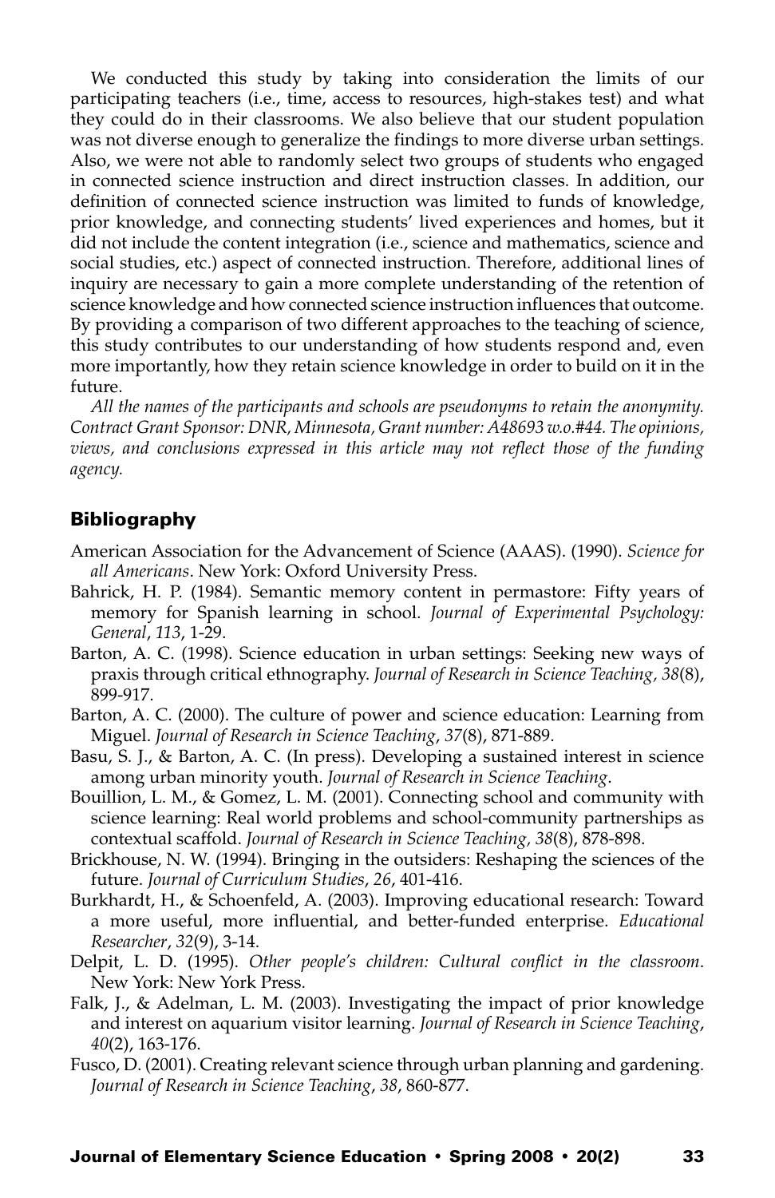We conducted this study by taking into consideration the limits of our participating teachers (i.e., time, access to resources, high-stakes test) and what they could do in their classrooms. We also believe that our student population was not diverse enough to generalize the findings to more diverse urban settings. Also, we were not able to randomly select two groups of students who engaged in connected science instruction and direct instruction classes. In addition, our definition of connected science instruction was limited to funds of knowledge, prior knowledge, and connecting students' lived experiences and homes, but it did not include the content integration (i.e., science and mathematics, science and social studies, etc.) aspect of connected instruction. Therefore, additional lines of inquiry are necessary to gain a more complete understanding of the retention of science knowledge and how connected science instruction influences that outcome. By providing a comparison of two different approaches to the teaching of science, this study contributes to our understanding of how students respond and, even more importantly, how they retain science knowledge in order to build on it in the future.

*All the names of the participants and schools are pseudonyms to retain the anonymity. Contract Grant Sponsor: DNR, Minnesota, Grant number: A48693 w.o.#44. The opinions, views, and conclusions expressed in this article may not reflect those of the funding agency.*

## Bibliography

American Association for the Advancement of Science (AAAS). (1990). *Science for all Americans*. New York: Oxford University Press.

Bahrick, H. P. (1984). Semantic memory content in permastore: Fifty years of memory for Spanish learning in school. *Journal of Experimental Psychology: General*, *113*, 1-29.

Barton, A. C. (1998). Science education in urban settings: Seeking new ways of praxis through critical ethnography. *Journal of Research in Science Teaching, 38*(8), 899-917.

Barton, A. C. (2000). The culture of power and science education: Learning from Miguel. *Journal of Research in Science Teaching*, *37*(8), 871-889.

Basu, S. J., & Barton, A. C. (In press). Developing a sustained interest in science among urban minority youth. *Journal of Research in Science Teaching*.

Bouillion, L. M., & Gomez, L. M. (2001). Connecting school and community with science learning: Real world problems and school-community partnerships as contextual scaffold. *Journal of Research in Science Teaching, 38*(8), 878-898.

Brickhouse, N. W. (1994). Bringing in the outsiders: Reshaping the sciences of the future. *Journal of Curriculum Studies*, *26*, 401-416.

Burkhardt, H., & Schoenfeld, A. (2003). Improving educational research: Toward a more useful, more influential, and better-funded enterprise. *Educational Researcher*, *32*(9), 3-14.

Delpit, L. D. (1995). *Other people's children: Cultural conflict in the classroom*. New York: New York Press.

Falk, J., & Adelman, L. M. (2003). Investigating the impact of prior knowledge and interest on aquarium visitor learning. *Journal of Research in Science Teaching*, *40*(2), 163-176.

Fusco, D. (2001). Creating relevant science through urban planning and gardening. *Journal of Research in Science Teaching*, *38*, 860-877.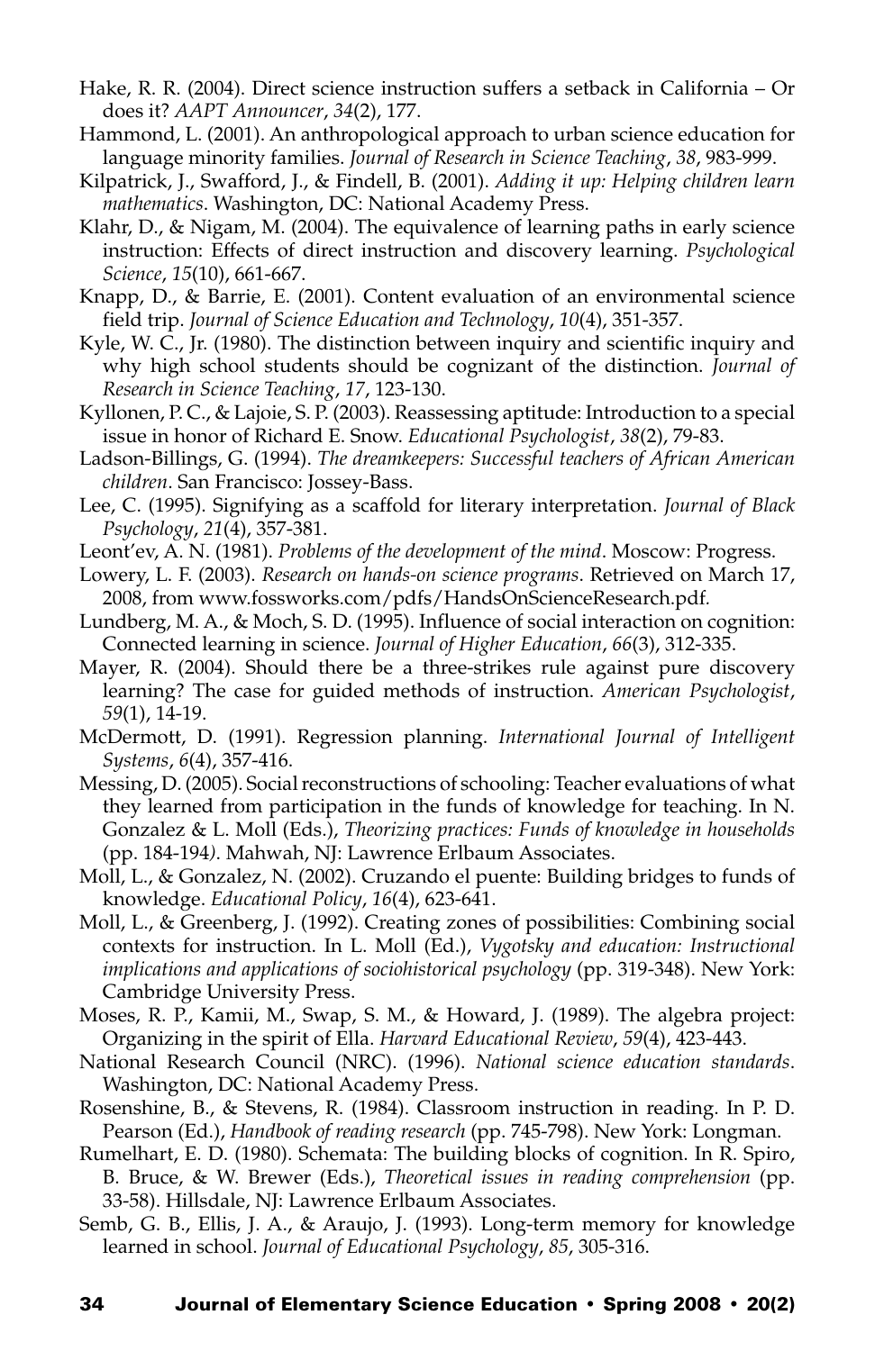Hake, R. R. (2004). Direct science instruction suffers a setback in California – Or does it? *AAPT Announcer*, *34*(2), 177.

Hammond, L. (2001). An anthropological approach to urban science education for language minority families. *Journal of Research in Science Teaching*, *38*, 983-999.

Kilpatrick, J., Swafford, J., & Findell, B. (2001). *Adding it up: Helping children learn mathematics*. Washington, DC: National Academy Press.

Klahr, D., & Nigam, M. (2004). The equivalence of learning paths in early science instruction: Effects of direct instruction and discovery learning. *Psychological Science*, *15*(10), 661-667.

Knapp, D., & Barrie, E. (2001). Content evaluation of an environmental science field trip. *Journal of Science Education and Technology*, *10*(4), 351-357.

Kyle, W. C., Jr. (1980). The distinction between inquiry and scientific inquiry and why high school students should be cognizant of the distinction. *Journal of Research in Science Teaching*, *17*, 123-130.

Kyllonen, P. C., & Lajoie, S. P. (2003). Reassessing aptitude: Introduction to a special issue in honor of Richard E. Snow. *Educational Psychologist*, *38*(2), 79-83.

Ladson-Billings, G. (1994). *The dreamkeepers: Successful teachers of African American children*. San Francisco: Jossey-Bass.

Lee, C. (1995). Signifying as a scaffold for literary interpretation. *Journal of Black Psychology*, *21*(4), 357-381.

Leont'ev, A. N. (1981). *Problems of the development of the mind*. Moscow: Progress.

Lowery, L. F. (2003). *Research on hands-on science programs*. Retrieved on March 17, 2008, from www.fossworks.com/pdfs/HandsOnScienceResearch.pdf.

Lundberg, M. A., & Moch, S. D. (1995). Influence of social interaction on cognition: Connected learning in science. *Journal of Higher Education*, *66*(3), 312-335.

Mayer, R. (2004). Should there be a three-strikes rule against pure discovery learning? The case for guided methods of instruction. *American Psychologist*, *59*(1), 14-19.

McDermott, D. (1991). Regression planning. *International Journal of Intelligent Systems*, *6*(4), 357-416.

Messing, D. (2005). Social reconstructions of schooling: Teacher evaluations of what they learned from participation in the funds of knowledge for teaching. In N. Gonzalez & L. Moll (Eds.), *Theorizing practices: Funds of knowledge in households* (pp. 184-194). Mahwah, NJ: Lawrence Erlbaum Associates.

Moll, L., & Gonzalez, N. (2002). Cruzando el puente: Building bridges to funds of knowledge. *Educational Policy*, *16*(4), 623-641.

Moll, L., & Greenberg, J. (1992). Creating zones of possibilities: Combining social contexts for instruction. In L. Moll (Ed.), *Vygotsky and education: Instructional implications and applications of sociohistorical psychology* (pp. 319-348). New York: Cambridge University Press.

Moses, R. P., Kamii, M., Swap, S. M., & Howard, J. (1989). The algebra project: Organizing in the spirit of Ella. *Harvard Educational Review*, *59*(4), 423-443.

National Research Council (NRC). (1996). *National science education standards*. Washington, DC: National Academy Press.

Rosenshine, B., & Stevens, R. (1984). Classroom instruction in reading. In P. D. Pearson (Ed.), *Handbook of reading research* (pp. 745-798). New York: Longman.

Rumelhart, E. D. (1980). Schemata: The building blocks of cognition. In R. Spiro, B. Bruce, & W. Brewer (Eds.), *Theoretical issues in reading comprehension* (pp. 33-58). Hillsdale, NJ: Lawrence Erlbaum Associates.

Semb, G. B., Ellis, J. A., & Araujo, J. (1993). Long-term memory for knowledge learned in school. *Journal of Educational Psychology*, *85*, 305-316.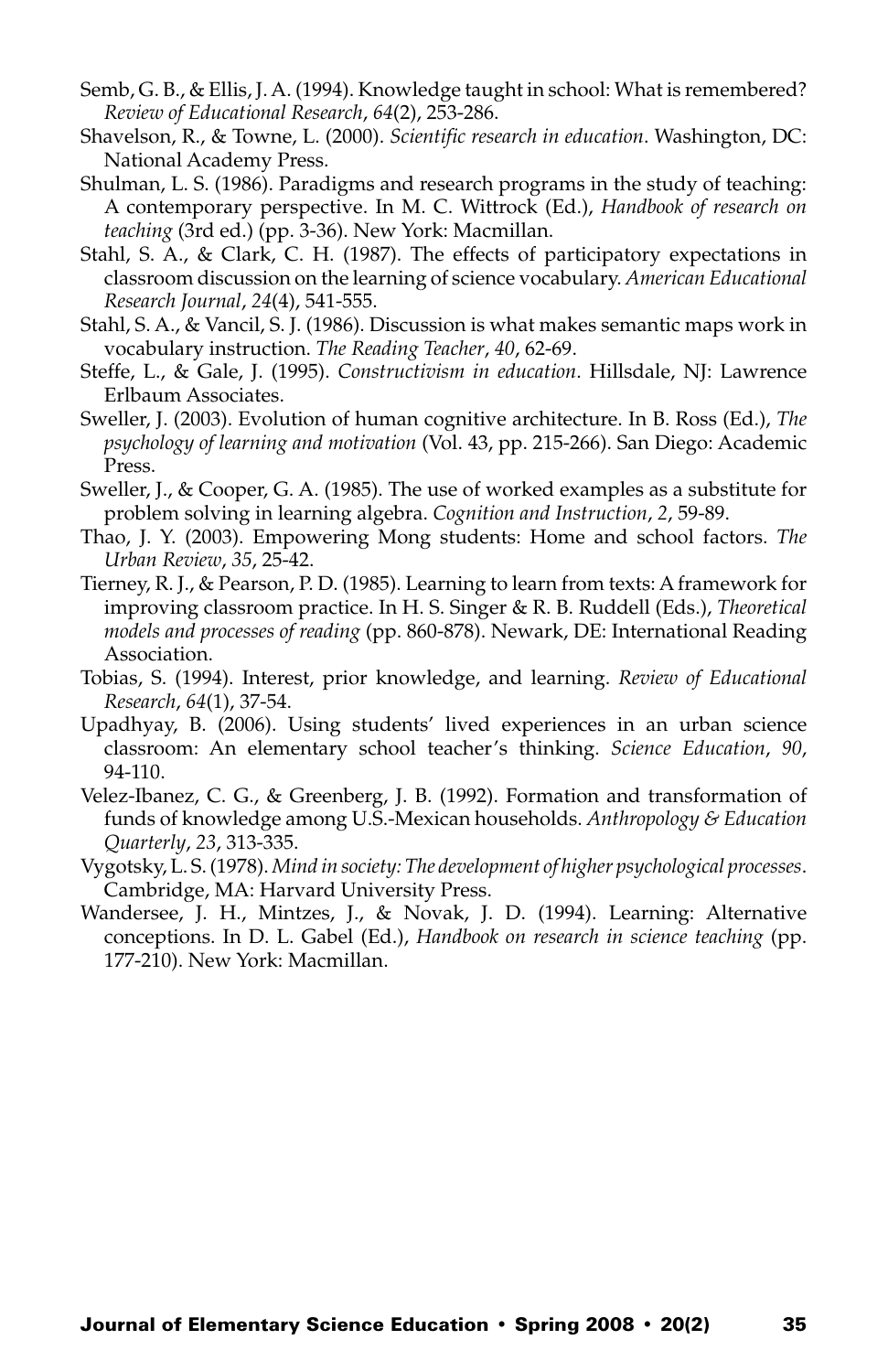Semb, G. B., & Ellis, J. A. (1994). Knowledge taught in school: What is remembered? *Review of Educational Research*, *64*(2), 253-286.

Shavelson, R., & Towne, L. (2000). *Scientific research in education*. Washington, DC: National Academy Press.

Shulman, L. S. (1986). Paradigms and research programs in the study of teaching: A contemporary perspective. In M. C. Wittrock (Ed.), *Handbook of research on teaching* (3rd ed.) (pp. 3-36). New York: Macmillan.

Stahl, S. A., & Clark, C. H. (1987). The effects of participatory expectations in classroom discussion on the learning of science vocabulary. *American Educational Research Journal*, *24*(4), 541-555.

Stahl, S. A., & Vancil, S. J. (1986). Discussion is what makes semantic maps work in vocabulary instruction. *The Reading Teacher*, *40*, 62-69.

Steffe, L., & Gale, J. (1995). *Constructivism in education*. Hillsdale, NJ: Lawrence Erlbaum Associates.

Sweller, J. (2003). Evolution of human cognitive architecture. In B. Ross (Ed.), *The psychology of learning and motivation* (Vol. 43, pp. 215-266). San Diego: Academic Press.

Sweller, J., & Cooper, G. A. (1985). The use of worked examples as a substitute for problem solving in learning algebra. *Cognition and Instruction*, *2*, 59-89.

Thao, J. Y. (2003). Empowering Mong students: Home and school factors. *The Urban Review*, *35*, 25-42.

Tierney, R. J., & Pearson, P. D. (1985). Learning to learn from texts: A framework for improving classroom practice. In H. S. Singer & R. B. Ruddell (Eds.), *Theoretical models and processes of reading* (pp. 860-878). Newark, DE: International Reading Association.

Tobias, S. (1994). Interest, prior knowledge, and learning. *Review of Educational Research*, *64*(1), 37-54.

Upadhyay, B. (2006). Using students' lived experiences in an urban science classroom: An elementary school teacher's thinking. *Science Education*, *90*, 94-110.

Velez-Ibanez, C. G., & Greenberg, J. B. (1992). Formation and transformation of funds of knowledge among U.S.-Mexican households. *Anthropology & Education Quarterly*, *23*, 313-335.

Vygotsky, L. S. (1978). *Mind in society: The development of higher psychological processes*. Cambridge, MA: Harvard University Press.

Wandersee, J. H., Mintzes, J., & Novak, J. D. (1994). Learning: Alternative conceptions. In D. L. Gabel (Ed.), *Handbook on research in science teaching* (pp. 177-210). New York: Macmillan.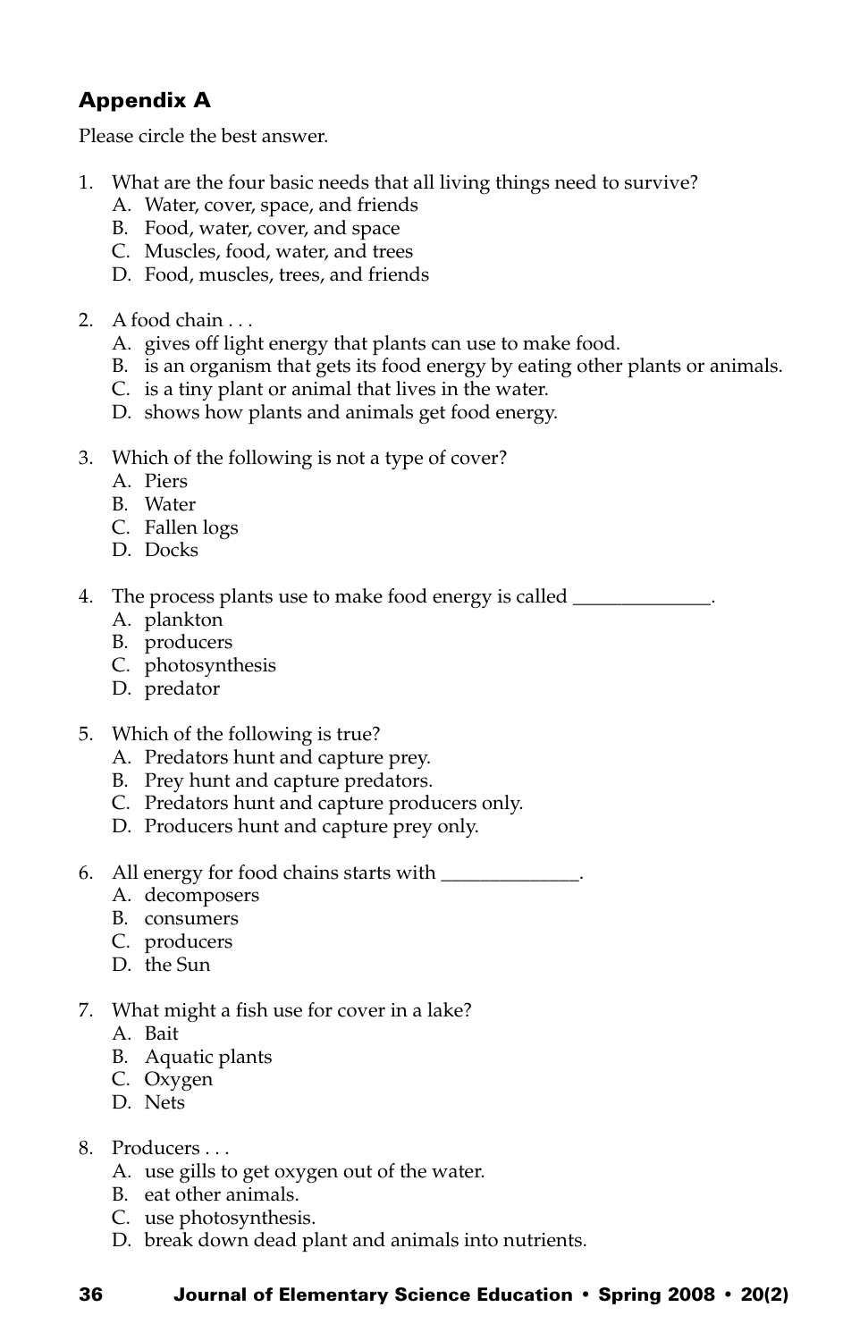## Appendix A

Please circle the best answer.

1. What are the four basic needs that all living things need to survive?
   A. Water, cover, space, and friends
   B. Food, water, cover, and space
   C. Muscles, food, water, and trees
   D. Food, muscles, trees, and friends

2. A food chain . . .
   A. gives off light energy that plants can use to make food.
   B. is an organism that gets its food energy by eating other plants or animals.
   C. is a tiny plant or animal that lives in the water.
   D. shows how plants and animals get food energy.

3. Which of the following is not a type of cover?
   A. Piers
   B. Water
   C. Fallen logs
   D. Docks

4. The process plants use to make food energy is called ______________.
   A. plankton
   B. producers
   C. photosynthesis
   D. predator

5. Which of the following is true?
   A. Predators hunt and capture prey.
   B. Prey hunt and capture predators.
   C. Predators hunt and capture producers only.
   D. Producers hunt and capture prey only.

6. All energy for food chains starts with ______________.
   A. decomposers
   B. consumers
   C. producers
   D. the Sun

7. What might a fish use for cover in a lake?
   A. Bait
   B. Aquatic plants
   C. Oxygen
   D. Nets

8. Producers . . .
   A. use gills to get oxygen out of the water.
   B. eat other animals.
   C. use photosynthesis.
   D. break down dead plant and animals into nutrients.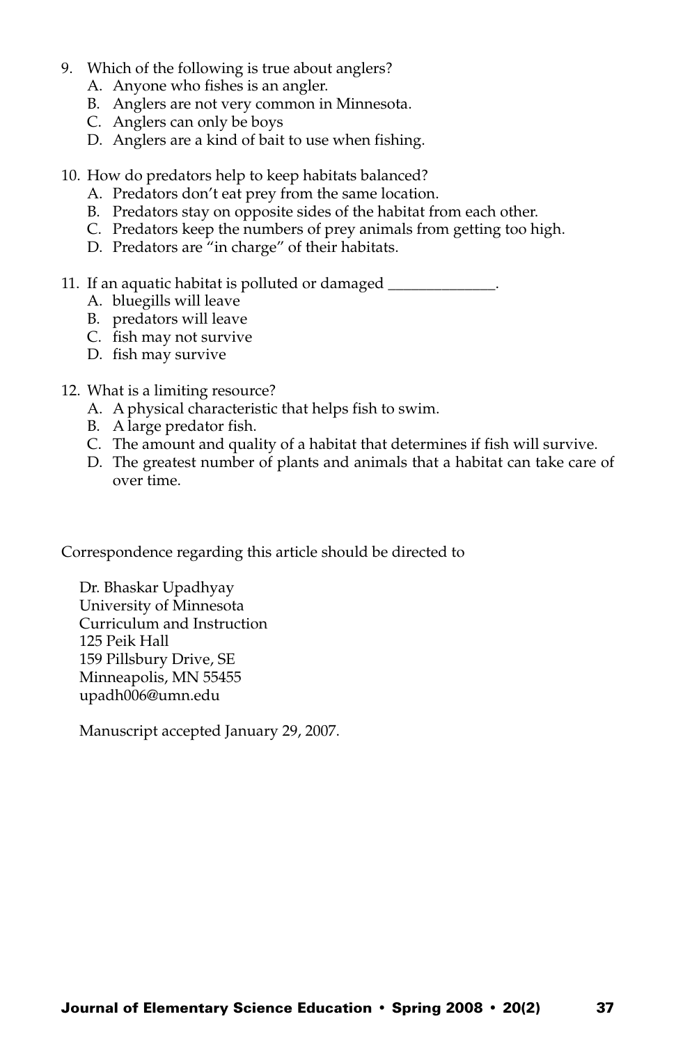9. Which of the following is true about anglers?
   A. Anyone who fishes is an angler.
   B. Anglers are not very common in Minnesota.
   C. Anglers can only be boys
   D. Anglers are a kind of bait to use when fishing.

10. How do predators help to keep habitats balanced?
    A. Predators don't eat prey from the same location.
    B. Predators stay on opposite sides of the habitat from each other.
    C. Predators keep the numbers of prey animals from getting too high.
    D. Predators are "in charge" of their habitats.

11. If an aquatic habitat is polluted or damaged ______________.
    A. bluegills will leave
    B. predators will leave
    C. fish may not survive
    D. fish may survive

12. What is a limiting resource?
    A. A physical characteristic that helps fish to swim.
    B. A large predator fish.
    C. The amount and quality of a habitat that determines if fish will survive.
    D. The greatest number of plants and animals that a habitat can take care of over time.

Correspondence regarding this article should be directed to

Dr. Bhaskar Upadhyay
University of Minnesota
Curriculum and Instruction
125 Peik Hall
159 Pillsbury Drive, SE
Minneapolis, MN 55455
upadh006@umn.edu

Manuscript accepted January 29, 2007.